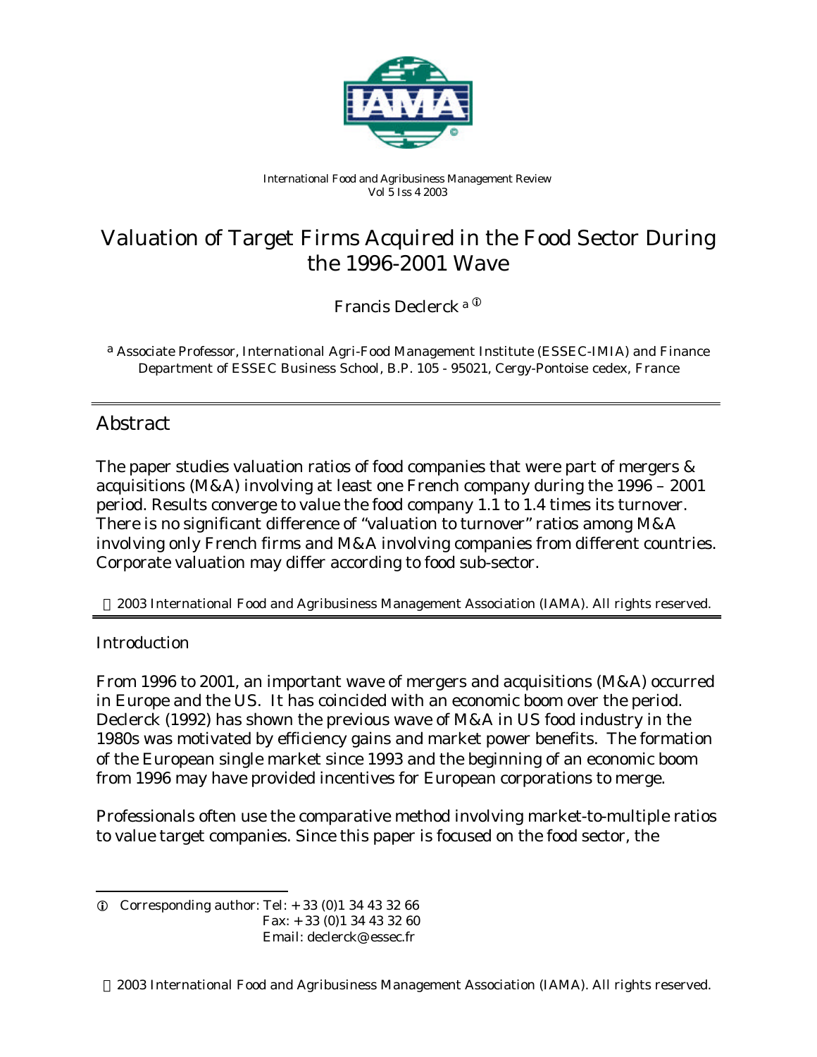International Food and Agribusiness Management Review
Vol 5 Iss 4 2003

# Valuation of Target Firms Acquired in the Food Sector During the 1996-2001 Wave

Francis Declerck [a]

[a] Associate Professor, International Agri-Food Management Institute (ESSEC-IMIA) and Finance Department of ESSEC Business School, B.P. 105 - 95021, Cergy-Pontoise cedex, France

## Abstract

The paper studies valuation ratios of food companies that were part of mergers & acquisitions (M&A) involving at least one French company during the 1996 – 2001 period. Results converge to value the food company 1.1 to 1.4 times its turnover. There is no significant difference of "valuation to turnover" ratios among M&A involving only French firms and M&A involving companies from different countries. Corporate valuation may differ according to food sub-sector.

© 2003 International Food and Agribusiness Management Association (IAMA). All rights reserved.

## Introduction

From 1996 to 2001, an important wave of mergers and acquisitions (M&A) occurred in Europe and the US. It has coincided with an economic boom over the period. Declerck (1992) has shown the previous wave of M&A in US food industry in the 1980s was motivated by efficiency gains and market power benefits. The formation of the European single market since 1993 and the beginning of an economic boom from 1996 may have provided incentives for European corporations to merge.

Professionals often use the comparative method involving market-to-multiple ratios to value target companies. Since this paper is focused on the food sector, the

---

Corresponding author: Tel: + 33 (0)1 34 43 32 66
Fax: + 33 (0)1 34 43 32 60
Email: declerck@essec.fr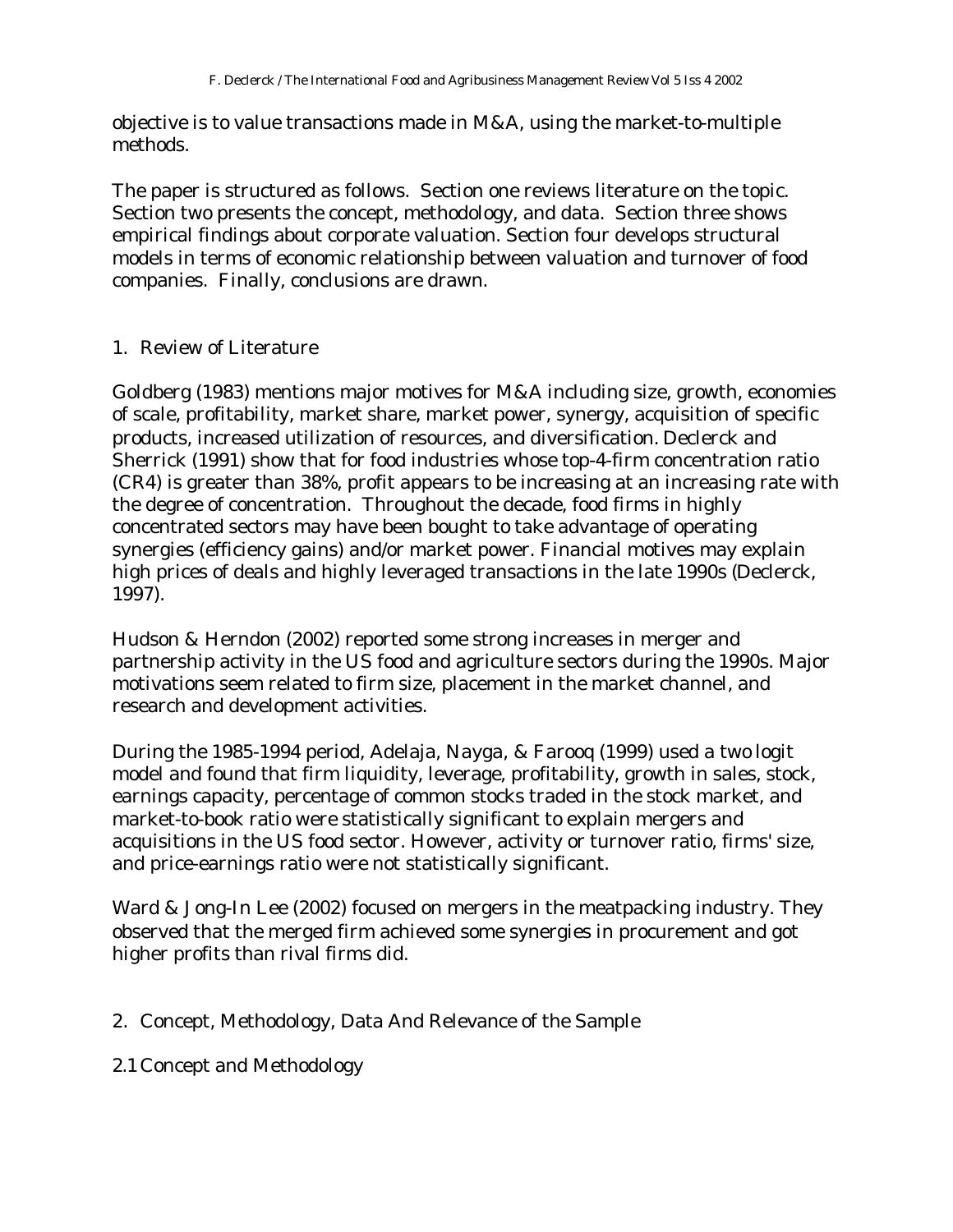objective is to value transactions made in M&A, using the market-to-multiple methods.

The paper is structured as follows. Section one reviews literature on the topic. Section two presents the concept, methodology, and data. Section three shows empirical findings about corporate valuation. Section four develops structural models in terms of economic relationship between valuation and turnover of food companies. Finally, conclusions are drawn.

## 1. Review of Literature

Goldberg (1983) mentions major motives for M&A including size, growth, economies of scale, profitability, market share, market power, synergy, acquisition of specific products, increased utilization of resources, and diversification. Declerck and Sherrick (1991) show that for food industries whose top-4-firm concentration ratio (CR4) is greater than 38%, profit appears to be increasing at an increasing rate with the degree of concentration. Throughout the decade, food firms in highly concentrated sectors may have been bought to take advantage of operating synergies (efficiency gains) and/or market power. Financial motives may explain high prices of deals and highly leveraged transactions in the late 1990s (Declerck, 1997).

Hudson & Herndon (2002) reported some strong increases in merger and partnership activity in the US food and agriculture sectors during the 1990s. Major motivations seem related to firm size, placement in the market channel, and research and development activities.

During the 1985-1994 period, Adelaja, Nayga, & Farooq (1999) used a two logit model and found that firm liquidity, leverage, profitability, growth in sales, stock, earnings capacity, percentage of common stocks traded in the stock market, and market-to-book ratio were statistically significant to explain mergers and acquisitions in the US food sector. However, activity or turnover ratio, firms' size, and price-earnings ratio were not statistically significant.

Ward & Jong-In Lee (2002) focused on mergers in the meatpacking industry. They observed that the merged firm achieved some synergies in procurement and got higher profits than rival firms did.

## 2. Concept, Methodology, Data And Relevance of the Sample

### 2.1 Concept and Methodology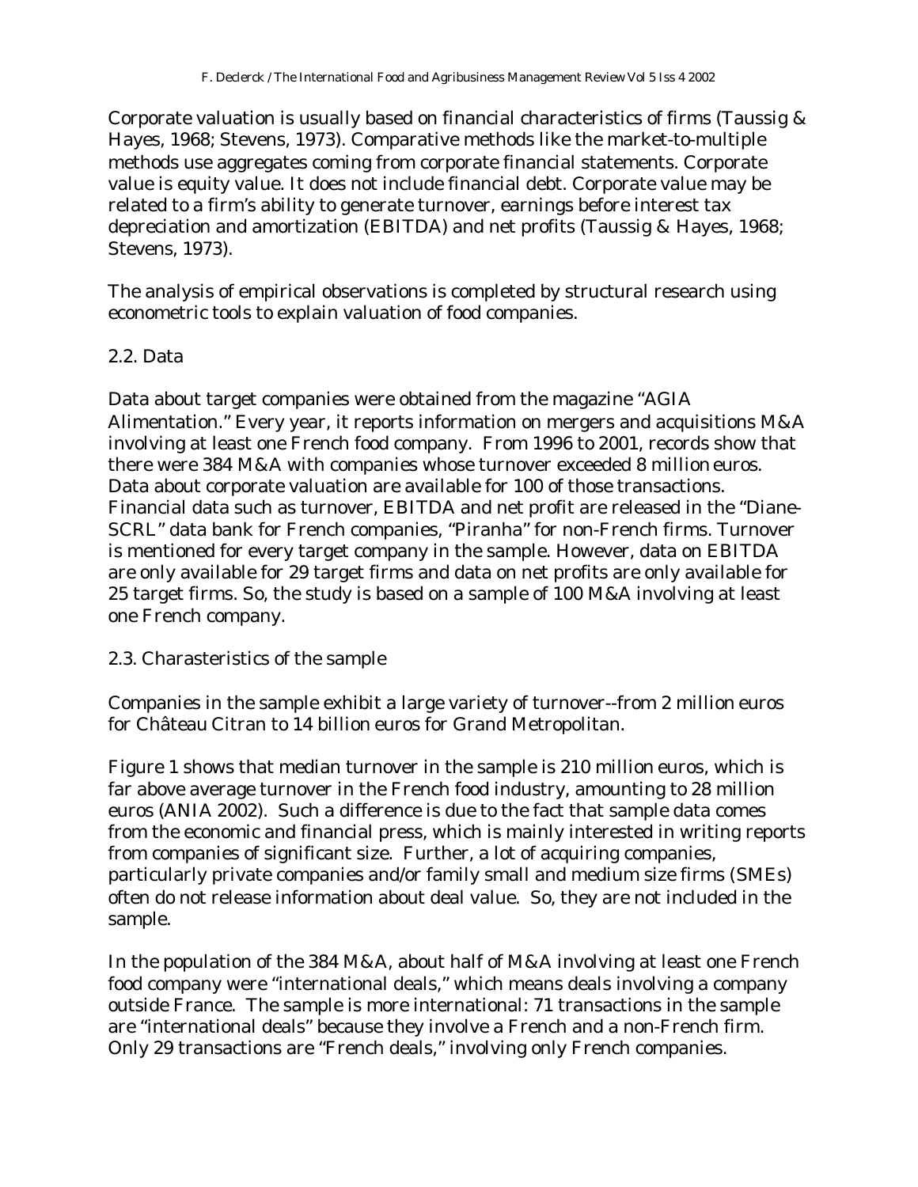Corporate valuation is usually based on financial characteristics of firms (Taussig & Hayes, 1968; Stevens, 1973). Comparative methods like the market-to-multiple methods use aggregates coming from corporate financial statements. Corporate value is equity value. It does not include financial debt. Corporate value may be related to a firm's ability to generate turnover, earnings before interest tax depreciation and amortization (EBITDA) and net profits (Taussig & Hayes, 1968; Stevens, 1973).

The analysis of empirical observations is completed by structural research using econometric tools to explain valuation of food companies.

## 2.2. Data

Data about target companies were obtained from the magazine "AGIA Alimentation." Every year, it reports information on mergers and acquisitions M&A involving at least one French food company. From 1996 to 2001, records show that there were 384 M&A with companies whose turnover exceeded 8 million euros. Data about corporate valuation are available for 100 of those transactions. Financial data such as turnover, EBITDA and net profit are released in the "Diane-SCRL" data bank for French companies, "Piranha" for non-French firms. Turnover is mentioned for every target company in the sample. However, data on EBITDA are only available for 29 target firms and data on net profits are only available for 25 target firms. So, the study is based on a sample of 100 M&A involving at least one French company.

## 2.3. Charasteristics of the sample

Companies in the sample exhibit a large variety of turnover--from 2 million euros for Château Citran to 14 billion euros for Grand Metropolitan.

Figure 1 shows that median turnover in the sample is 210 million euros, which is far above average turnover in the French food industry, amounting to 28 million euros (ANIA 2002). Such a difference is due to the fact that sample data comes from the economic and financial press, which is mainly interested in writing reports from companies of significant size. Further, a lot of acquiring companies, particularly private companies and/or family small and medium size firms (SMEs) often do not release information about deal value. So, they are not included in the sample.

In the population of the 384 M&A, about half of M&A involving at least one French food company were "international deals," which means deals involving a company outside France. The sample is more international: 71 transactions in the sample are "international deals" because they involve a French and a non-French firm. Only 29 transactions are "French deals," involving only French companies.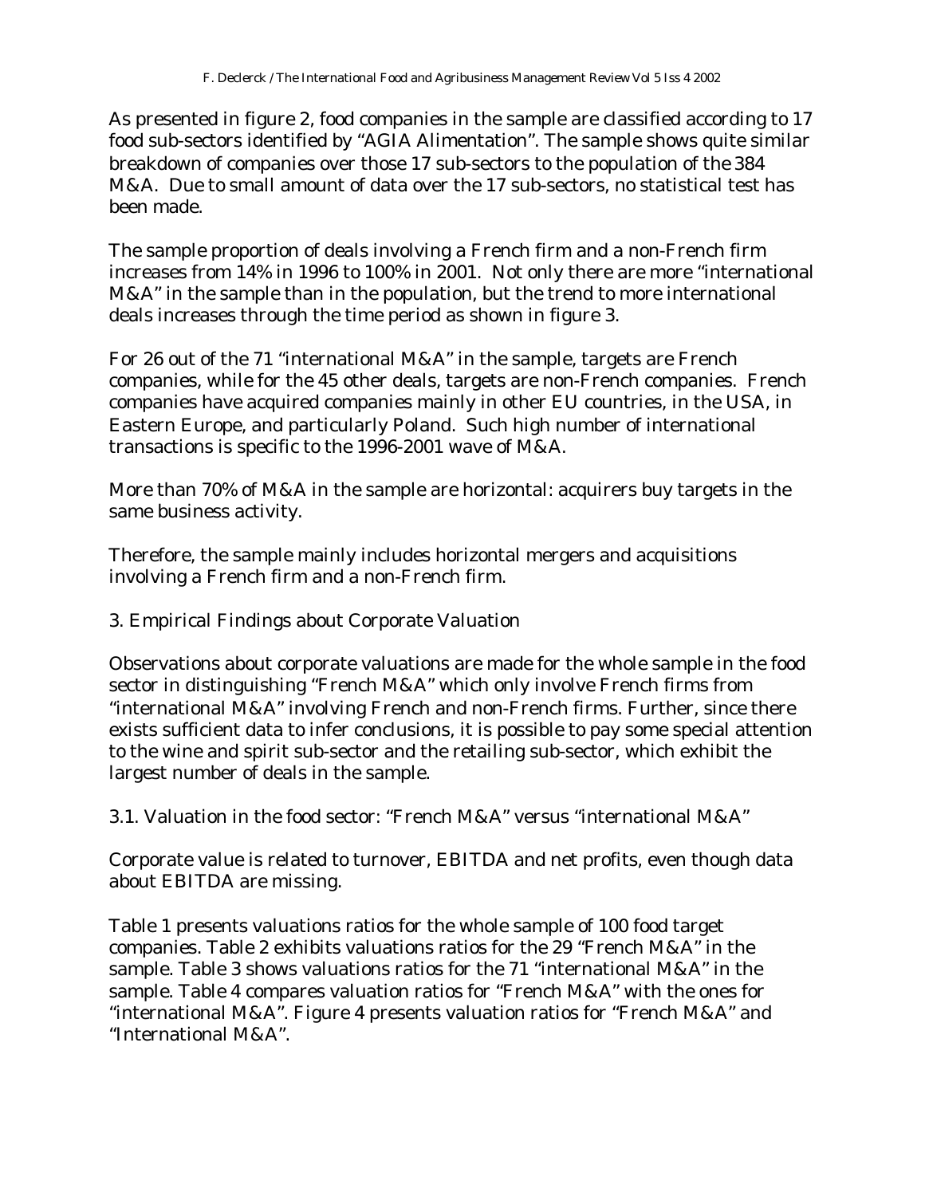As presented in figure 2, food companies in the sample are classified according to 17 food sub-sectors identified by "AGIA Alimentation". The sample shows quite similar breakdown of companies over those 17 sub-sectors to the population of the 384 M&A. Due to small amount of data over the 17 sub-sectors, no statistical test has been made.

The sample proportion of deals involving a French firm and a non-French firm increases from 14% in 1996 to 100% in 2001. Not only there are more "international M&A" in the sample than in the population, but the trend to more international deals increases through the time period as shown in figure 3.

For 26 out of the 71 "international M&A" in the sample, targets are French companies, while for the 45 other deals, targets are non-French companies. French companies have acquired companies mainly in other EU countries, in the USA, in Eastern Europe, and particularly Poland. Such high number of international transactions is specific to the 1996-2001 wave of M&A.

More than 70% of M&A in the sample are horizontal: acquirers buy targets in the same business activity.

Therefore, the sample mainly includes horizontal mergers and acquisitions involving a French firm and a non-French firm.

## 3. Empirical Findings about Corporate Valuation

Observations about corporate valuations are made for the whole sample in the food sector in distinguishing "French M&A" which only involve French firms from "international M&A" involving French and non-French firms. Further, since there exists sufficient data to infer conclusions, it is possible to pay some special attention to the wine and spirit sub-sector and the retailing sub-sector, which exhibit the largest number of deals in the sample.

### 3.1. Valuation in the food sector: "French M&A" versus "international M&A"

Corporate value is related to turnover, EBITDA and net profits, even though data about EBITDA are missing.

Table 1 presents valuations ratios for the whole sample of 100 food target companies. Table 2 exhibits valuations ratios for the 29 "French M&A" in the sample. Table 3 shows valuations ratios for the 71 "international M&A" in the sample. Table 4 compares valuation ratios for "French M&A" with the ones for "international M&A". Figure 4 presents valuation ratios for "French M&A" and "International M&A".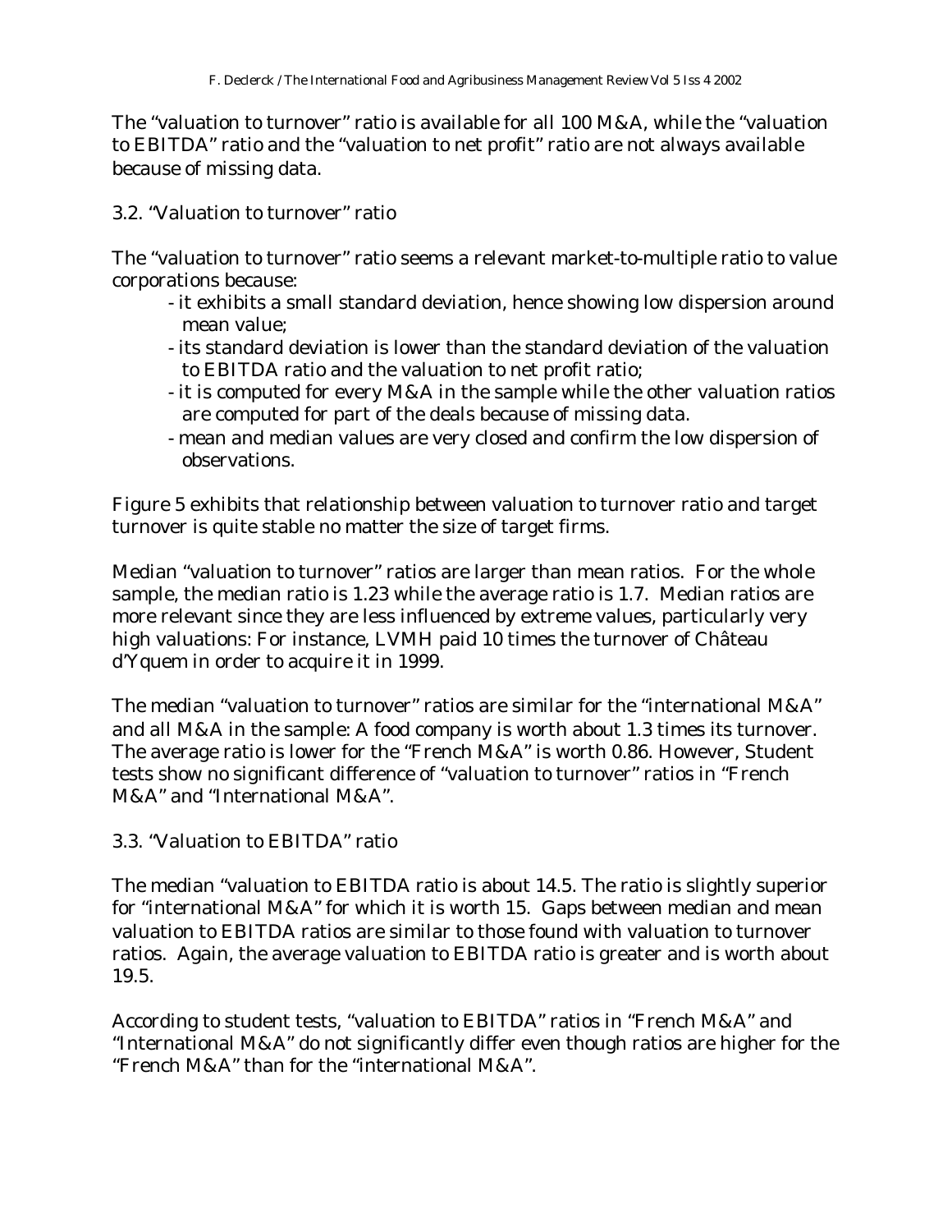The "valuation to turnover" ratio is available for all 100 M&A, while the "valuation to EBITDA" ratio and the "valuation to net profit" ratio are not always available because of missing data.

### 3.2. "Valuation to turnover" ratio

The "valuation to turnover" ratio seems a relevant market-to-multiple ratio to value corporations because:

- it exhibits a small standard deviation, hence showing low dispersion around mean value;
- its standard deviation is lower than the standard deviation of the valuation to EBITDA ratio and the valuation to net profit ratio;
- it is computed for every M&A in the sample while the other valuation ratios are computed for part of the deals because of missing data.
- mean and median values are very closed and confirm the low dispersion of observations.

Figure 5 exhibits that relationship between valuation to turnover ratio and target turnover is quite stable no matter the size of target firms.

Median "valuation to turnover" ratios are larger than mean ratios. For the whole sample, the median ratio is 1.23 while the average ratio is 1.7. Median ratios are more relevant since they are less influenced by extreme values, particularly very high valuations: For instance, LVMH paid 10 times the turnover of Château d'Yquem in order to acquire it in 1999.

The median "valuation to turnover" ratios are similar for the "international M&A" and all M&A in the sample: A food company is worth about 1.3 times its turnover. The average ratio is lower for the "French M&A" is worth 0.86. However, Student tests show no significant difference of "valuation to turnover" ratios in "French M&A" and "International M&A".

### 3.3. "Valuation to EBITDA" ratio

The median "valuation to EBITDA ratio is about 14.5. The ratio is slightly superior for "international M&A" for which it is worth 15. Gaps between median and mean valuation to EBITDA ratios are similar to those found with valuation to turnover ratios. Again, the average valuation to EBITDA ratio is greater and is worth about 19.5.

According to student tests, "valuation to EBITDA" ratios in "French M&A" and "International M&A" do not significantly differ even though ratios are higher for the "French M&A" than for the "international M&A".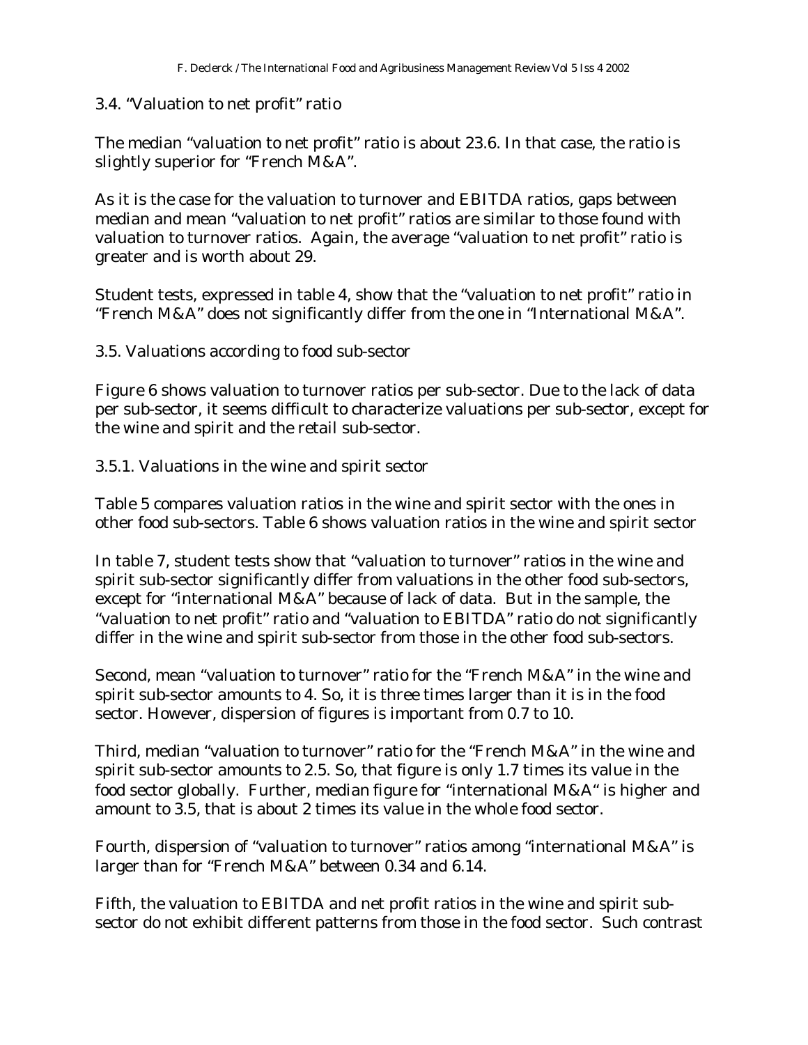### 3.4. "Valuation to net profit" ratio

The median "valuation to net profit" ratio is about 23.6. In that case, the ratio is slightly superior for "French M&A".

As it is the case for the valuation to turnover and EBITDA ratios, gaps between median and mean "valuation to net profit" ratios are similar to those found with valuation to turnover ratios. Again, the average "valuation to net profit" ratio is greater and is worth about 29.

Student tests, expressed in table 4, show that the "valuation to net profit" ratio in "French M&A" does not significantly differ from the one in "International M&A".

### 3.5. Valuations according to food sub-sector

Figure 6 shows valuation to turnover ratios per sub-sector. Due to the lack of data per sub-sector, it seems difficult to characterize valuations per sub-sector, except for the wine and spirit and the retail sub-sector.

#### 3.5.1. Valuations in the wine and spirit sector

Table 5 compares valuation ratios in the wine and spirit sector with the ones in other food sub-sectors. Table 6 shows valuation ratios in the wine and spirit sector

In table 7, student tests show that "valuation to turnover" ratios in the wine and spirit sub-sector significantly differ from valuations in the other food sub-sectors, except for "international M&A" because of lack of data. But in the sample, the "valuation to net profit" ratio and "valuation to EBITDA" ratio do not significantly differ in the wine and spirit sub-sector from those in the other food sub-sectors.

Second, mean "valuation to turnover" ratio for the "French M&A" in the wine and spirit sub-sector amounts to 4. So, it is three times larger than it is in the food sector. However, dispersion of figures is important from 0.7 to 10.

Third, median "valuation to turnover" ratio for the "French M&A" in the wine and spirit sub-sector amounts to 2.5. So, that figure is only 1.7 times its value in the food sector globally. Further, median figure for "international M&A" is higher and amount to 3.5, that is about 2 times its value in the whole food sector.

Fourth, dispersion of "valuation to turnover" ratios among "international M&A" is larger than for "French M&A" between 0.34 and 6.14.

Fifth, the valuation to EBITDA and net profit ratios in the wine and spirit sub-sector do not exhibit different patterns from those in the food sector. Such contrast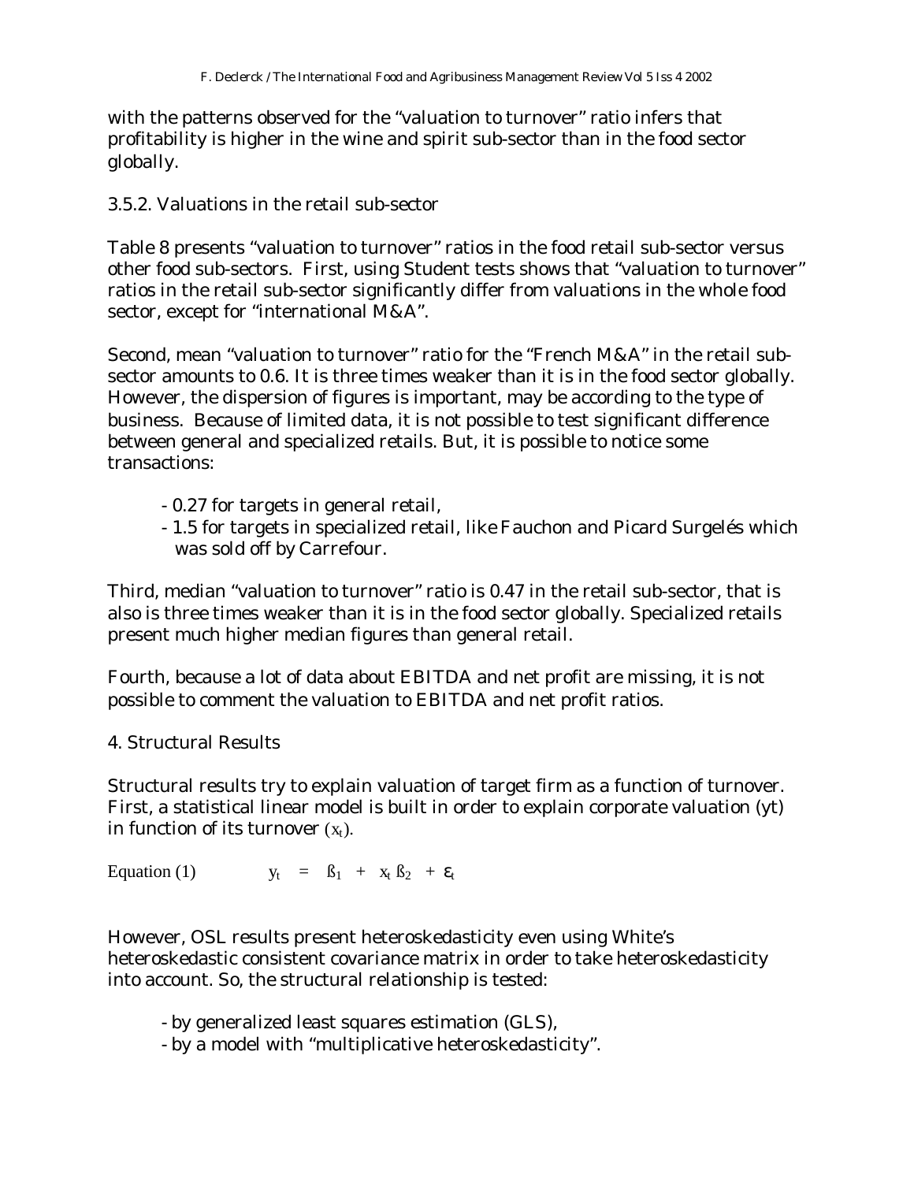with the patterns observed for the "valuation to turnover" ratio infers that profitability is higher in the wine and spirit sub-sector than in the food sector globally.

### 3.5.2. Valuations in the retail sub-sector

Table 8 presents "valuation to turnover" ratios in the food retail sub-sector versus other food sub-sectors. First, using Student tests shows that "valuation to turnover" ratios in the retail sub-sector significantly differ from valuations in the whole food sector, except for "international M&A".

Second, mean "valuation to turnover" ratio for the "French M&A" in the retail sub-sector amounts to 0.6. It is three times weaker than it is in the food sector globally. However, the dispersion of figures is important, may be according to the type of business. Because of limited data, it is not possible to test significant difference between general and specialized retails. But, it is possible to notice some transactions:

- 0.27 for targets in general retail,
- 1.5 for targets in specialized retail, like Fauchon and Picard Surgelés which was sold off by Carrefour.

Third, median "valuation to turnover" ratio is 0.47 in the retail sub-sector, that is also is three times weaker than it is in the food sector globally. Specialized retails present much higher median figures than general retail.

Fourth, because a lot of data about EBITDA and net profit are missing, it is not possible to comment the valuation to EBITDA and net profit ratios.

## 4. Structural Results

Structural results try to explain valuation of target firm as a function of turnover. First, a statistical linear model is built in order to explain corporate valuation (yt) in function of its turnover ($x_t$).

Equation (1) $$y_t = ß_1 + x_t ß_2 + \varepsilon_t$$

However, OSL results present heteroskedasticity even using White's heteroskedastic consistent covariance matrix in order to take heteroskedasticity into account. So, the structural relationship is tested:

- by generalized least squares estimation (GLS),
- by a model with "multiplicative heteroskedasticity".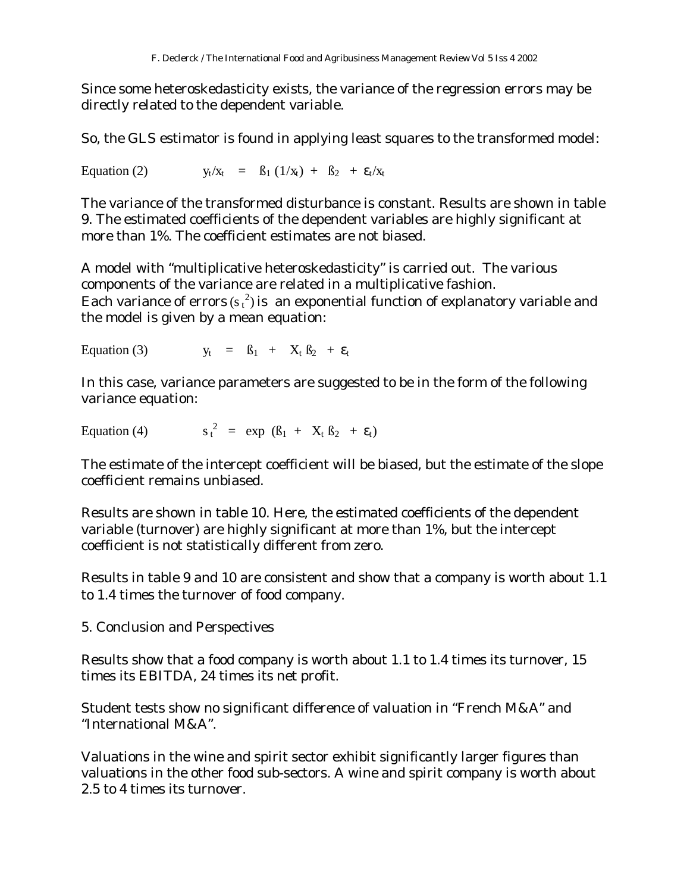Since some heteroskedasticity exists, the variance of the regression errors may be directly related to the dependent variable.

So, the GLS estimator is found in applying least squares to the transformed model:

Equation (2) $$y_t/x_t \;=\; ß_1\,(1/x_t) \;+\; ß_2 \;+\; \varepsilon_t/x_t$$

The variance of the transformed disturbance is constant. Results are shown in table 9. The estimated coefficients of the dependent variables are highly significant at more than 1%. The coefficient estimates are not biased.

A model with "multiplicative heteroskedasticity" is carried out. The various components of the variance are related in a multiplicative fashion.
Each variance of errors ($s_t^2$) is an exponential function of explanatory variable and the model is given by a mean equation:

Equation (3) $$y_t \;=\; ß_1 \;+\; X_t\,ß_2 \;+\; \varepsilon_t$$

In this case, variance parameters are suggested to be in the form of the following variance equation:

Equation (4) $$s_t^2 \;=\; \exp\;(ß_1 \;+\; X_t\,ß_2 \;+\; \varepsilon_t)$$

The estimate of the intercept coefficient will be biased, but the estimate of the slope coefficient remains unbiased.

Results are shown in table 10. Here, the estimated coefficients of the dependent variable (turnover) are highly significant at more than 1%, but the intercept coefficient is not statistically different from zero.

Results in table 9 and 10 are consistent and show that a company is worth about 1.1 to 1.4 times the turnover of food company.

## 5. Conclusion and Perspectives

Results show that a food company is worth about 1.1 to 1.4 times its turnover, 15 times its EBITDA, 24 times its net profit.

Student tests show no significant difference of valuation in "French M&A" and "International M&A".

Valuations in the wine and spirit sector exhibit significantly larger figures than valuations in the other food sub-sectors. A wine and spirit company is worth about 2.5 to 4 times its turnover.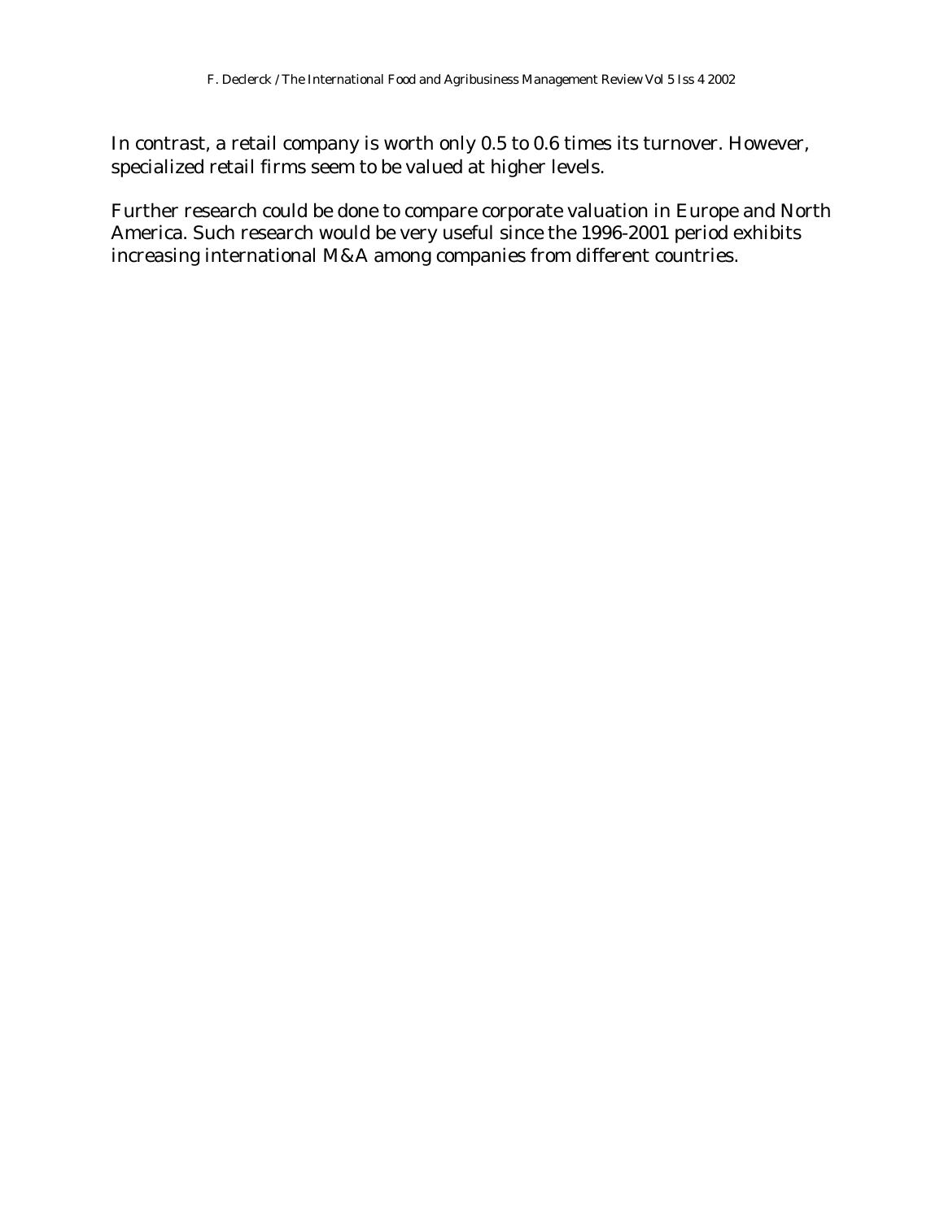In contrast, a retail company is worth only 0.5 to 0.6 times its turnover. However, specialized retail firms seem to be valued at higher levels.

Further research could be done to compare corporate valuation in Europe and North America. Such research would be very useful since the 1996-2001 period exhibits increasing international M&A among companies from different countries.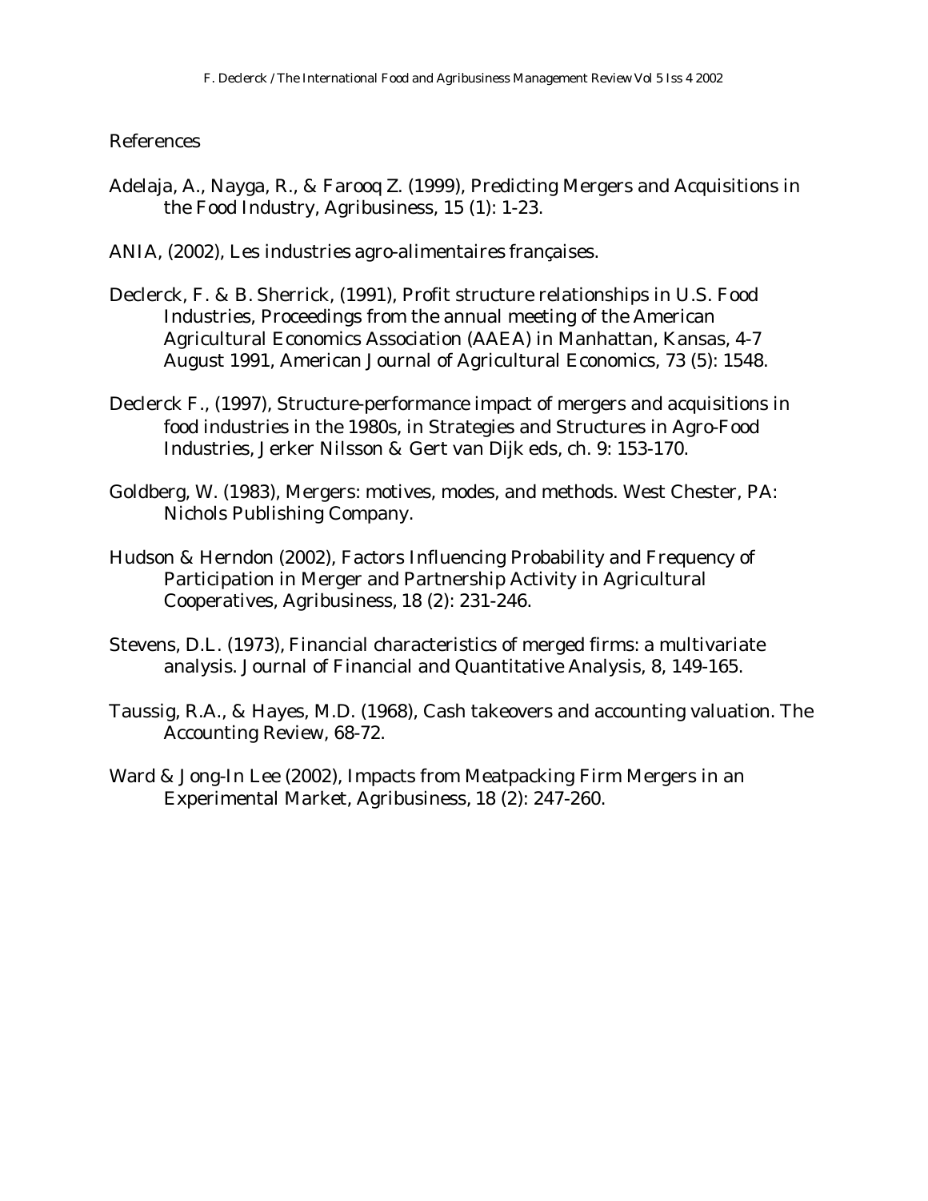## References

Adelaja, A., Nayga, R., & Farooq Z. (1999), Predicting Mergers and Acquisitions in the Food Industry, Agribusiness, 15 (1): 1-23.

ANIA, (2002), Les industries agro-alimentaires françaises.

Declerck, F. & B. Sherrick, (1991), Profit structure relationships in U.S. Food Industries, Proceedings from the annual meeting of the American Agricultural Economics Association (AAEA) in Manhattan, Kansas, 4-7 August 1991, American Journal of Agricultural Economics, 73 (5): 1548.

Declerck F., (1997), Structure-performance impact of mergers and acquisitions in food industries in the 1980s, in Strategies and Structures in Agro-Food Industries, Jerker Nilsson & Gert van Dijk eds, ch. 9: 153-170.

Goldberg, W. (1983), Mergers: motives, modes, and methods. West Chester, PA: Nichols Publishing Company.

Hudson & Herndon (2002), Factors Influencing Probability and Frequency of Participation in Merger and Partnership Activity in Agricultural Cooperatives, Agribusiness, 18 (2): 231-246.

Stevens, D.L. (1973), Financial characteristics of merged firms: a multivariate analysis. Journal of Financial and Quantitative Analysis, 8, 149-165.

Taussig, R.A., & Hayes, M.D. (1968), Cash takeovers and accounting valuation. The Accounting Review, 68-72.

Ward & Jong-In Lee (2002), Impacts from Meatpacking Firm Mergers in an Experimental Market, Agribusiness, 18 (2): 247-260.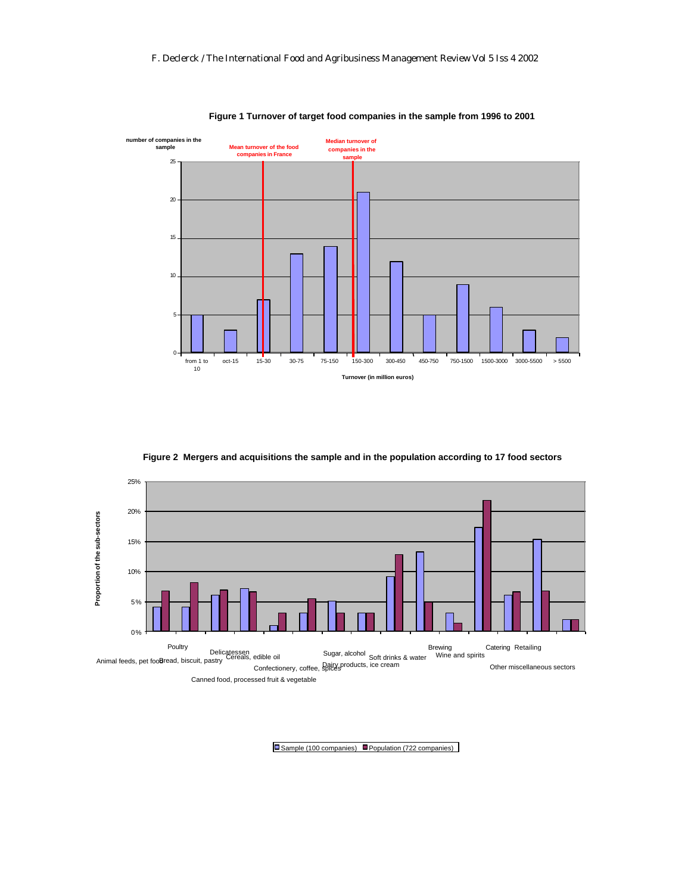**Figure 1 Turnover of target food companies in the sample from 1996 to 2001**

**Figure 2 Mergers and acquisitions the sample and in the population according to 17 food sectors**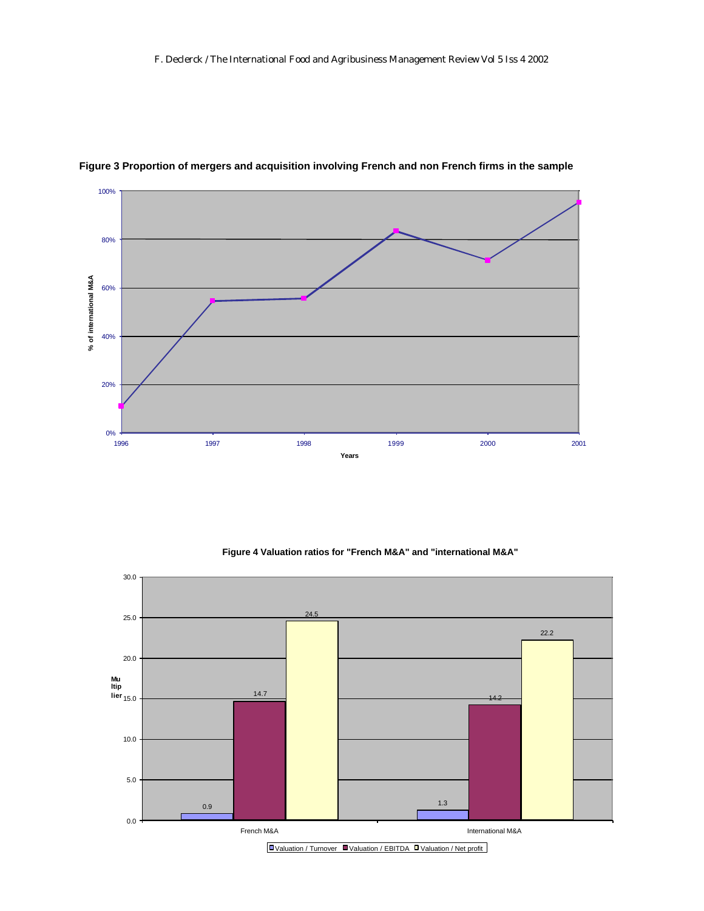**Figure 3 Proportion of mergers and acquisition involving French and non French firms in the sample**

**Figure 4 Valuation ratios for "French M&A" and "international M&A"**

| | Valuation / Turnover | Valuation / EBITDA | Valuation / Net profit |
|---|---|---|---|
| French M&A | 0.9 | 14.7 | 24.5 |
| International M&A | 1.3 | 14.2 | 22.2 |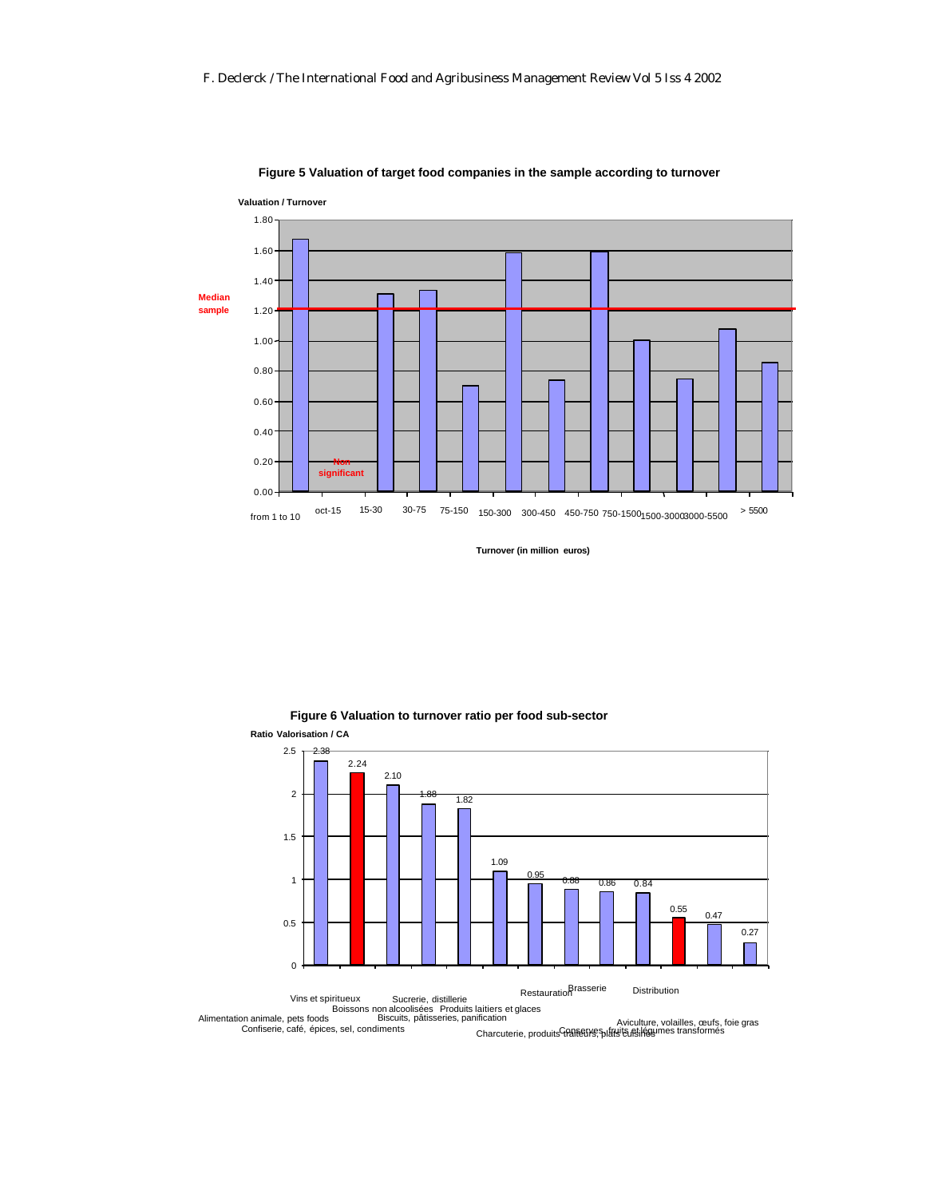**Figure 5 Valuation of target food companies in the sample according to turnover**

Valuation / Turnover

| Turnover (in million euros) | Valuation / Turnover |
|---|---|
| from 1 to 10 | 1.67 |
| oct-15 | Non significant |
| 15-30 | 1.31 |
| 30-75 | 1.33 |
| 75-150 | 0.70 |
| 150-300 | 1.58 |
| 300-450 | 0.74 |
| 450-750 | 1.59 |
| 750-1500 | 1.00 |
| 1500-3000 | 0.75 |
| 3000-5500 | 1.08 |
| > 5500 | 0.86 |

Median sample: 1.21

Turnover (in million euros)

**Figure 6 Valuation to turnover ratio per food sub-sector**

Ratio Valorisation / CA

| Sub-sector | Ratio |
|---|---|
| Alimentation animale, pets foods | 2.38 |
| Vins et spiritueux | 2.24 |
| Confiserie, café, épices, sel, condiments | 2.10 |
| Boissons non alcoolisées | 1.88 |
| Sucrerie, distillerie | 1.82 |
| Biscuits, pâtisseries, panification | 1.09 |
| Produits laitiers et glaces | 0.95 |
| Charcuterie, produits traiteurs, plats cuisinés | 0.88 |
| Restauration | 0.86 |
| Conserves, fruits et légumes transformés | 0.84 |
| Brasserie | 0.55 |
| Distribution | 0.47 |
| Aviculture, volailles, œufs, foie gras | 0.27 |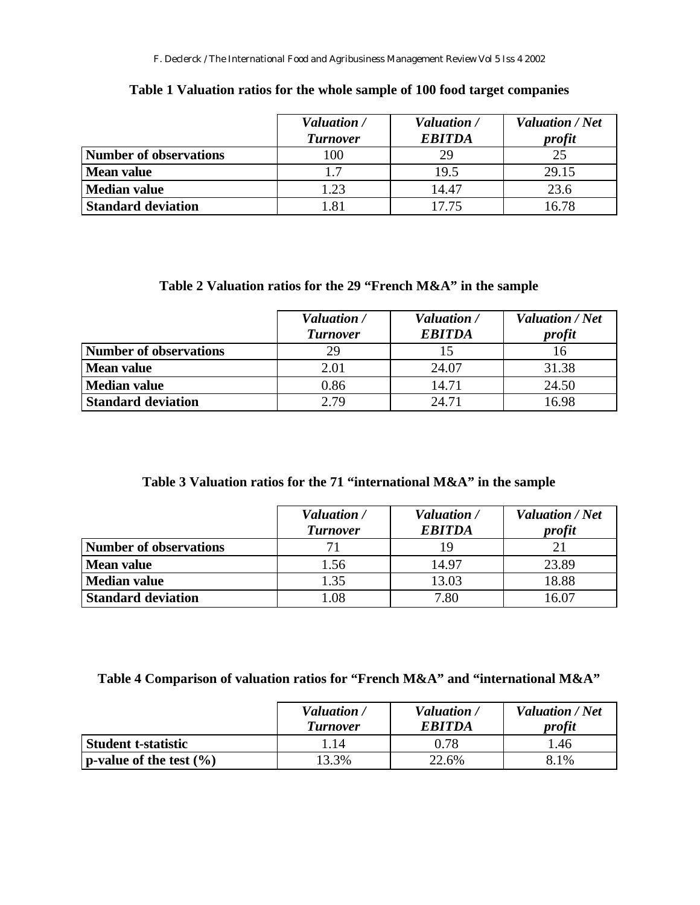**Table 1 Valuation ratios for the whole sample of 100 food target companies**

| | *Valuation / Turnover* | *Valuation / EBITDA* | *Valuation / Net profit* |
|---|---|---|---|
| **Number of observations** | 100 | 29 | 25 |
| **Mean value** | 1.7 | 19.5 | 29.15 |
| **Median value** | 1.23 | 14.47 | 23.6 |
| **Standard deviation** | 1.81 | 17.75 | 16.78 |

**Table 2 Valuation ratios for the 29 "French M&A" in the sample**

| | *Valuation / Turnover* | *Valuation / EBITDA* | *Valuation / Net profit* |
|---|---|---|---|
| **Number of observations** | 29 | 15 | 16 |
| **Mean value** | 2.01 | 24.07 | 31.38 |
| **Median value** | 0.86 | 14.71 | 24.50 |
| **Standard deviation** | 2.79 | 24.71 | 16.98 |

**Table 3 Valuation ratios for the 71 "international M&A" in the sample**

| | *Valuation / Turnover* | *Valuation / EBITDA* | *Valuation / Net profit* |
|---|---|---|---|
| **Number of observations** | 71 | 19 | 21 |
| **Mean value** | 1.56 | 14.97 | 23.89 |
| **Median value** | 1.35 | 13.03 | 18.88 |
| **Standard deviation** | 1.08 | 7.80 | 16.07 |

**Table 4 Comparison of valuation ratios for "French M&A" and "international M&A"**

| | *Valuation / Turnover* | *Valuation / EBITDA* | *Valuation / Net profit* |
|---|---|---|---|
| **Student t-statistic** | 1.14 | 0.78 | 1.46 |
| **p-value of the test (%)** | 13.3% | 22.6% | 8.1% |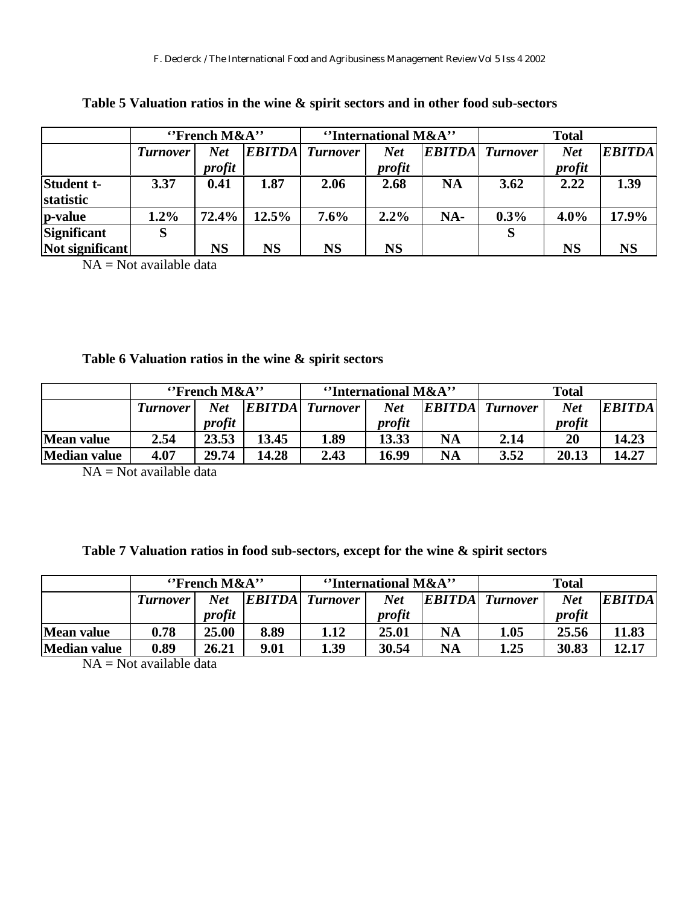**Table 5 Valuation ratios in the wine & spirit sectors and in other food sub-sectors**

| | ''French M&A'' | | | ''International M&A'' | | | Total | | |
|---|---|---|---|---|---|---|---|---|---|
| | *Turnover* | *Net profit* | *EBITDA* | *Turnover* | *Net profit* | *EBITDA* | *Turnover* | *Net profit* | *EBITDA* |
| **Student t-statistic** | **3.37** | **0.41** | **1.87** | **2.06** | **2.68** | **NA** | **3.62** | **2.22** | **1.39** |
| **p-value** | **1.2%** | **72.4%** | **12.5%** | **7.6%** | **2.2%** | **NA-** | **0.3%** | **4.0%** | **17.9%** |
| **Significant / Not significant** | **S** | **NS** | **NS** | **NS** | **NS** | | **S** | **NS** | **NS** |

NA = Not available data

**Table 6 Valuation ratios in the wine & spirit sectors**

| | ''French M&A'' | | | ''International M&A'' | | | Total | | |
|---|---|---|---|---|---|---|---|---|---|
| | *Turnover* | *Net profit* | *EBITDA* | *Turnover* | *Net profit* | *EBITDA* | *Turnover* | *Net profit* | *EBITDA* |
| **Mean value** | **2.54** | **23.53** | **13.45** | **1.89** | **13.33** | **NA** | **2.14** | **20** | **14.23** |
| **Median value** | **4.07** | **29.74** | **14.28** | **2.43** | **16.99** | **NA** | **3.52** | **20.13** | **14.27** |

NA = Not available data

**Table 7 Valuation ratios in food sub-sectors, except for the wine & spirit sectors**

| | ''French M&A'' | | | ''International M&A'' | | | Total | | |
|---|---|---|---|---|---|---|---|---|---|
| | *Turnover* | *Net profit* | *EBITDA* | *Turnover* | *Net profit* | *EBITDA* | *Turnover* | *Net profit* | *EBITDA* |
| **Mean value** | **0.78** | **25.00** | **8.89** | **1.12** | **25.01** | **NA** | **1.05** | **25.56** | **11.83** |
| **Median value** | **0.89** | **26.21** | **9.01** | **1.39** | **30.54** | **NA** | **1.25** | **30.83** | **12.17** |

NA = Not available data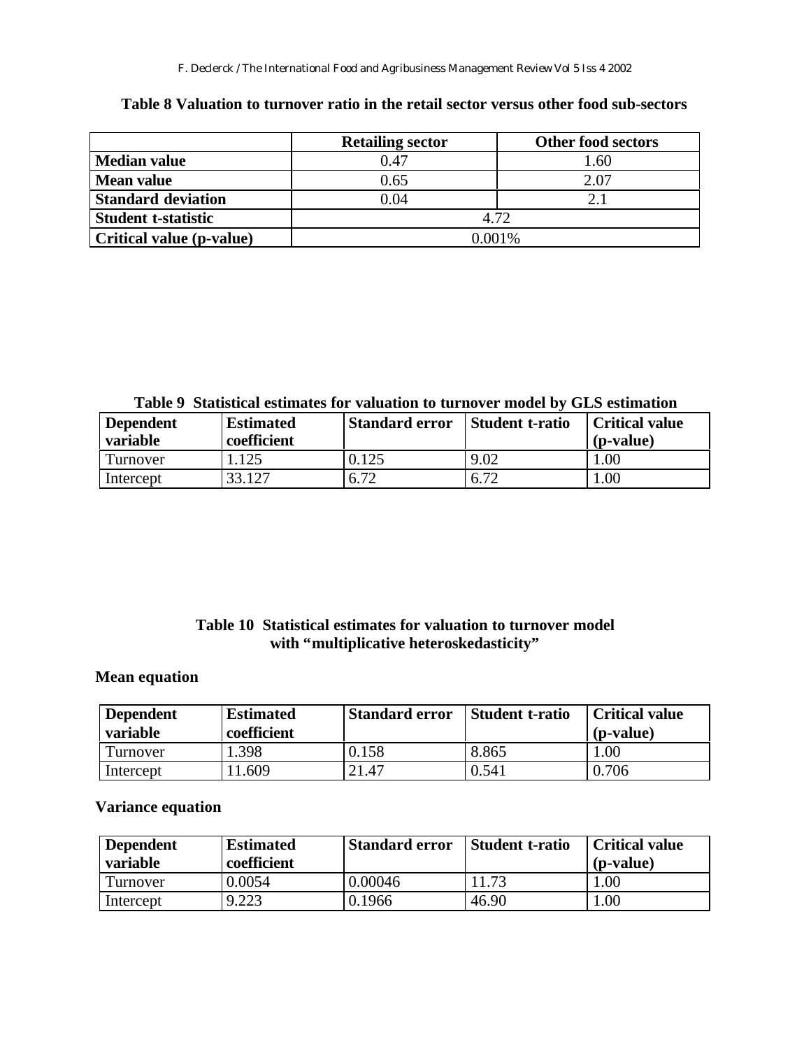**Table 8 Valuation to turnover ratio in the retail sector versus other food sub-sectors**

| | Retailing sector | Other food sectors |
|---|---|---|
| **Median value** | 0.47 | 1.60 |
| **Mean value** | 0.65 | 2.07 |
| **Standard deviation** | 0.04 | 2.1 |
| **Student t-statistic** | 4.72 | |
| **Critical value (p-value)** | 0.001% | |

**Table 9 Statistical estimates for valuation to turnover model by GLS estimation**

| Dependent variable | Estimated coefficient | Standard error | Student t-ratio | Critical value (p-value) |
|---|---|---|---|---|
| Turnover | 1.125 | 0.125 | 9.02 | 1.00 |
| Intercept | 33.127 | 6.72 | 6.72 | 1.00 |

**Table 10 Statistical estimates for valuation to turnover model with "multiplicative heteroskedasticity"**

**Mean equation**

| Dependent variable | Estimated coefficient | Standard error | Student t-ratio | Critical value (p-value) |
|---|---|---|---|---|
| Turnover | 1.398 | 0.158 | 8.865 | 1.00 |
| Intercept | 11.609 | 21.47 | 0.541 | 0.706 |

**Variance equation**

| Dependent variable | Estimated coefficient | Standard error | Student t-ratio | Critical value (p-value) |
|---|---|---|---|---|
| Turnover | 0.0054 | 0.00046 | 11.73 | 1.00 |
| Intercept | 9.223 | 0.1966 | 46.90 | 1.00 |